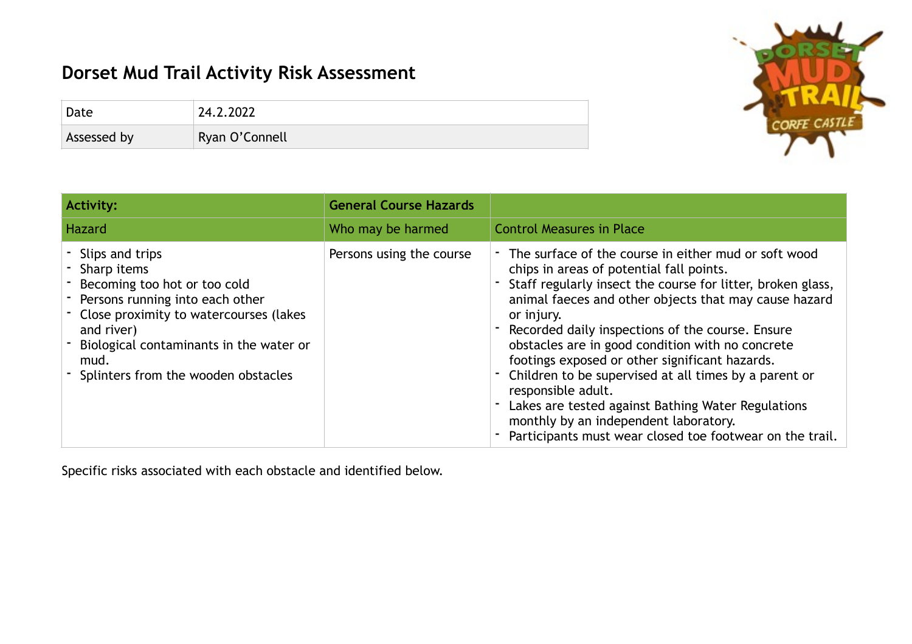# Dorset Mud Trail Activity Risk Assessment

| Date | 24.2.2022 |
|---|---|
| Assessed by | Ryan O'Connell |

| **Activity:** | **General Course Hazards** | |
|---|---|---|
| Hazard | Who may be harmed | Control Measures in Place |
| - Slips and trips<br>- Sharp items<br>- Becoming too hot or too cold<br>- Persons running into each other<br>- Close proximity to watercourses (lakes and river)<br>- Biological contaminants in the water or mud.<br>- Splinters from the wooden obstacles | Persons using the course | - The surface of the course in either mud or soft wood chips in areas of potential fall points.<br>- Staff regularly insect the course for litter, broken glass, animal faeces and other objects that may cause hazard or injury.<br>- Recorded daily inspections of the course. Ensure obstacles are in good condition with no concrete footings exposed or other significant hazards.<br>- Children to be supervised at all times by a parent or responsible adult.<br>- Lakes are tested against Bathing Water Regulations monthly by an independent laboratory.<br>- Participants must wear closed toe footwear on the trail. |

Specific risks associated with each obstacle and identified below.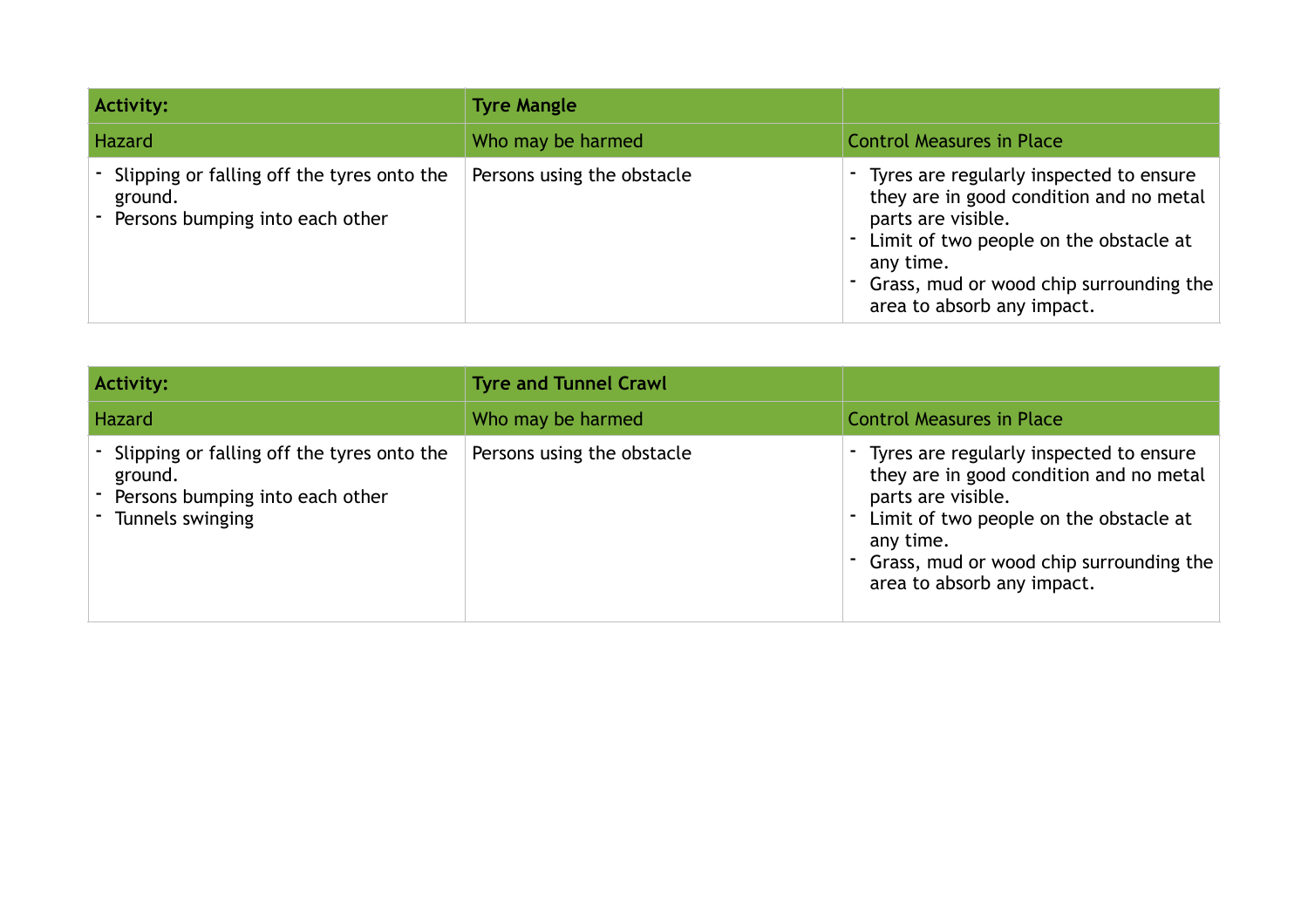| **Activity:** | **Tyre Mangle** | |
|---|---|---|
| Hazard | Who may be harmed | Control Measures in Place |
| - Slipping or falling off the tyres onto the ground.<br>- Persons bumping into each other | Persons using the obstacle | - Tyres are regularly inspected to ensure they are in good condition and no metal parts are visible.<br>- Limit of two people on the obstacle at any time.<br>- Grass, mud or wood chip surrounding the area to absorb any impact. |

| **Activity:** | **Tyre and Tunnel Crawl** | |
|---|---|---|
| Hazard | Who may be harmed | Control Measures in Place |
| - Slipping or falling off the tyres onto the ground.<br>- Persons bumping into each other<br>- Tunnels swinging | Persons using the obstacle | - Tyres are regularly inspected to ensure they are in good condition and no metal parts are visible.<br>- Limit of two people on the obstacle at any time.<br>- Grass, mud or wood chip surrounding the area to absorb any impact. |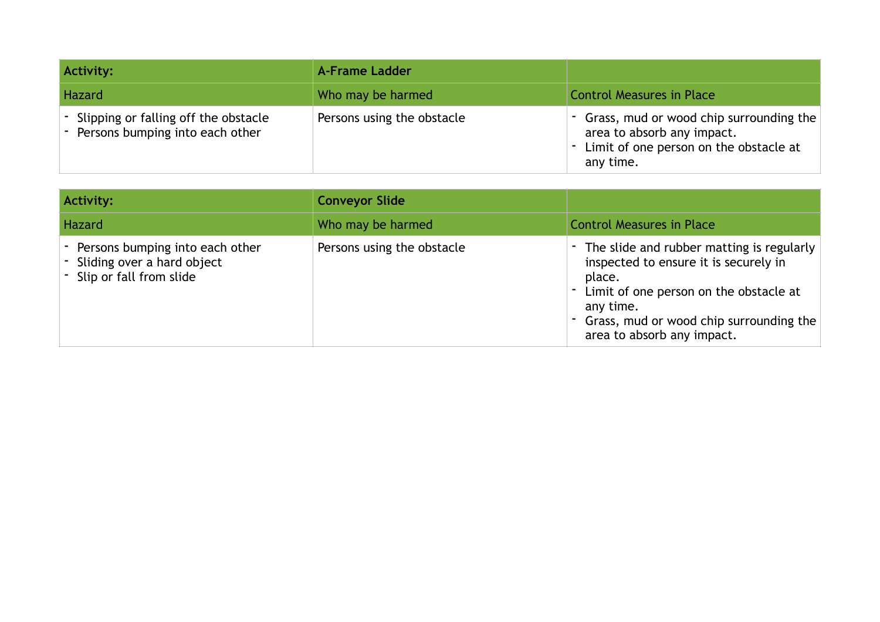| **Activity:** | **A-Frame Ladder** | |
|---|---|---|
| Hazard | Who may be harmed | Control Measures in Place |
| - Slipping or falling off the obstacle<br>- Persons bumping into each other | Persons using the obstacle | - Grass, mud or wood chip surrounding the area to absorb any impact.<br>- Limit of one person on the obstacle at any time. |

| **Activity:** | **Conveyor Slide** | |
|---|---|---|
| Hazard | Who may be harmed | Control Measures in Place |
| - Persons bumping into each other<br>- Sliding over a hard object<br>- Slip or fall from slide | Persons using the obstacle | - The slide and rubber matting is regularly inspected to ensure it is securely in place.<br>- Limit of one person on the obstacle at any time.<br>- Grass, mud or wood chip surrounding the area to absorb any impact. |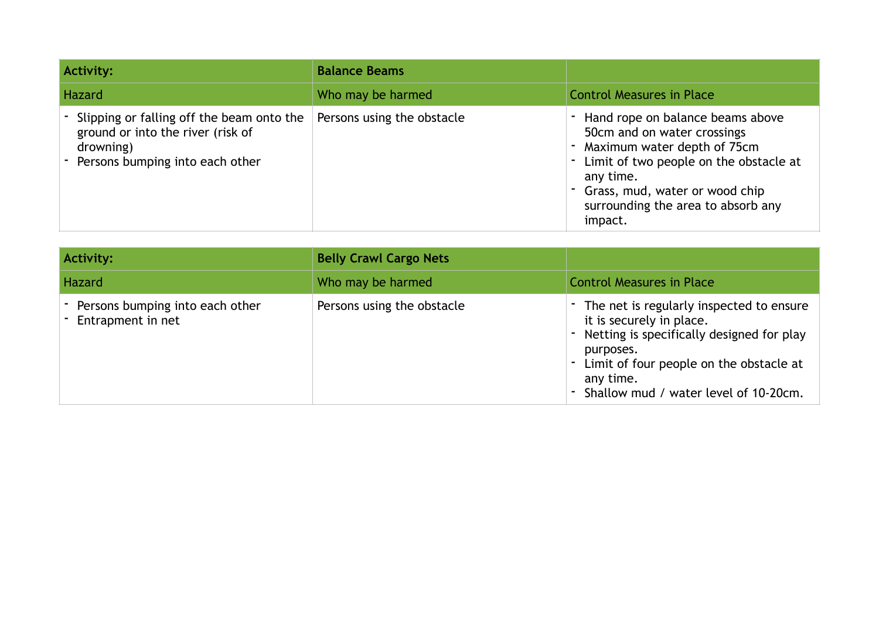| **Activity:** | **Balance Beams** | |
|---|---|---|
| Hazard | Who may be harmed | Control Measures in Place |
| - Slipping or falling off the beam onto the ground or into the river (risk of drowning)<br>- Persons bumping into each other | Persons using the obstacle | - Hand rope on balance beams above 50cm and on water crossings<br>- Maximum water depth of 75cm<br>- Limit of two people on the obstacle at any time.<br>- Grass, mud, water or wood chip surrounding the area to absorb any impact. |

| **Activity:** | **Belly Crawl Cargo Nets** | |
|---|---|---|
| Hazard | Who may be harmed | Control Measures in Place |
| - Persons bumping into each other<br>- Entrapment in net | Persons using the obstacle | - The net is regularly inspected to ensure it is securely in place.<br>- Netting is specifically designed for play purposes.<br>- Limit of four people on the obstacle at any time.<br>- Shallow mud / water level of 10-20cm. |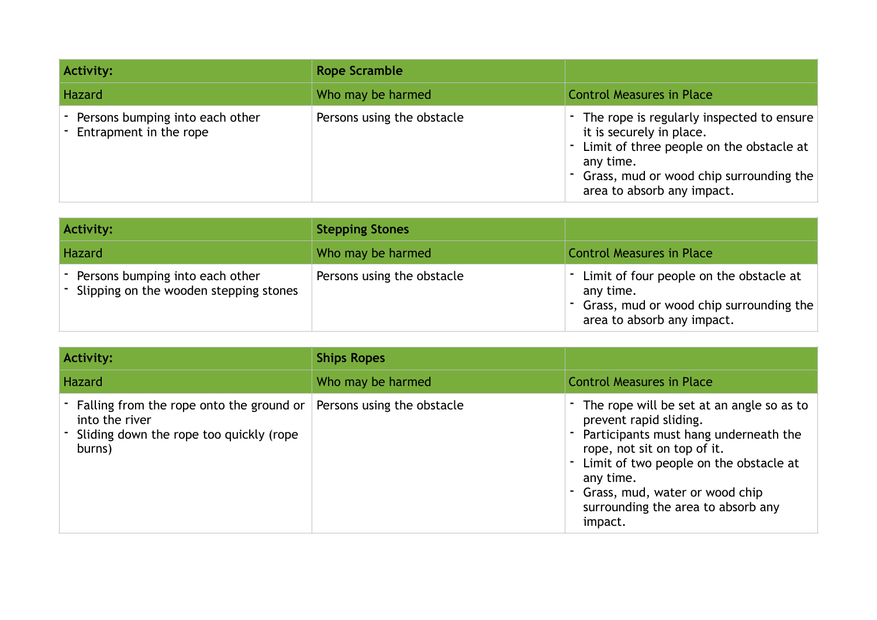| **Activity:** | **Rope Scramble** | |
|---|---|---|
| Hazard | Who may be harmed | Control Measures in Place |
| - Persons bumping into each other<br>- Entrapment in the rope | Persons using the obstacle | - The rope is regularly inspected to ensure it is securely in place.<br>- Limit of three people on the obstacle at any time.<br>- Grass, mud or wood chip surrounding the area to absorb any impact. |

| **Activity:** | **Stepping Stones** | |
|---|---|---|
| Hazard | Who may be harmed | Control Measures in Place |
| - Persons bumping into each other<br>- Slipping on the wooden stepping stones | Persons using the obstacle | - Limit of four people on the obstacle at any time.<br>- Grass, mud or wood chip surrounding the area to absorb any impact. |

| **Activity:** | **Ships Ropes** | |
|---|---|---|
| Hazard | Who may be harmed | Control Measures in Place |
| - Falling from the rope onto the ground or into the river<br>- Sliding down the rope too quickly (rope burns) | Persons using the obstacle | - The rope will be set at an angle so as to prevent rapid sliding.<br>- Participants must hang underneath the rope, not sit on top of it.<br>- Limit of two people on the obstacle at any time.<br>- Grass, mud, water or wood chip surrounding the area to absorb any impact. |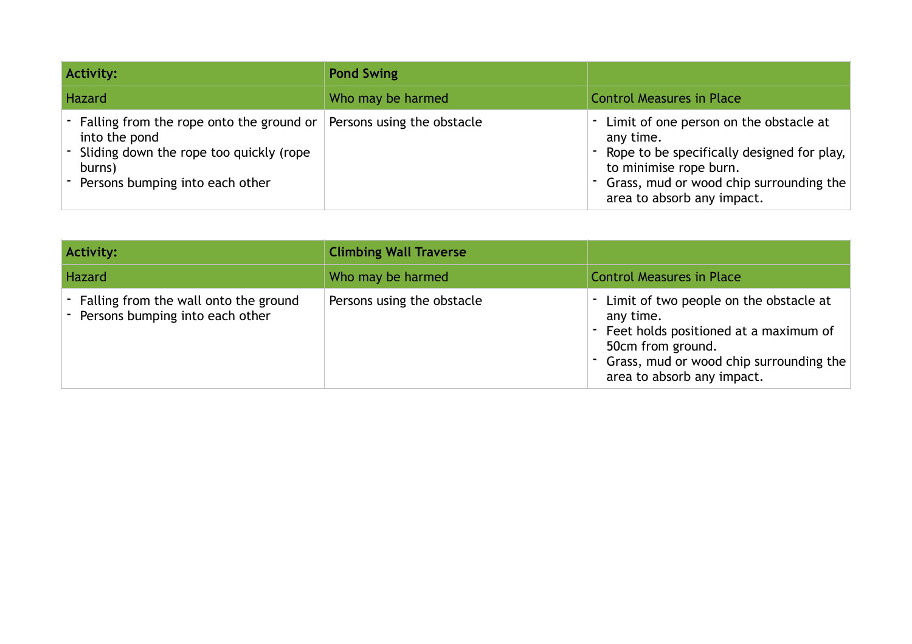| **Activity:** | **Pond Swing** | |
|---|---|---|
| Hazard | Who may be harmed | Control Measures in Place |
| - Falling from the rope onto the ground or into the pond<br>- Sliding down the rope too quickly (rope burns)<br>- Persons bumping into each other | Persons using the obstacle | - Limit of one person on the obstacle at any time.<br>- Rope to be specifically designed for play, to minimise rope burn.<br>- Grass, mud or wood chip surrounding the area to absorb any impact. |

| **Activity:** | **Climbing Wall Traverse** | |
|---|---|---|
| Hazard | Who may be harmed | Control Measures in Place |
| - Falling from the wall onto the ground<br>- Persons bumping into each other | Persons using the obstacle | - Limit of two people on the obstacle at any time.<br>- Feet holds positioned at a maximum of 50cm from ground.<br>- Grass, mud or wood chip surrounding the area to absorb any impact. |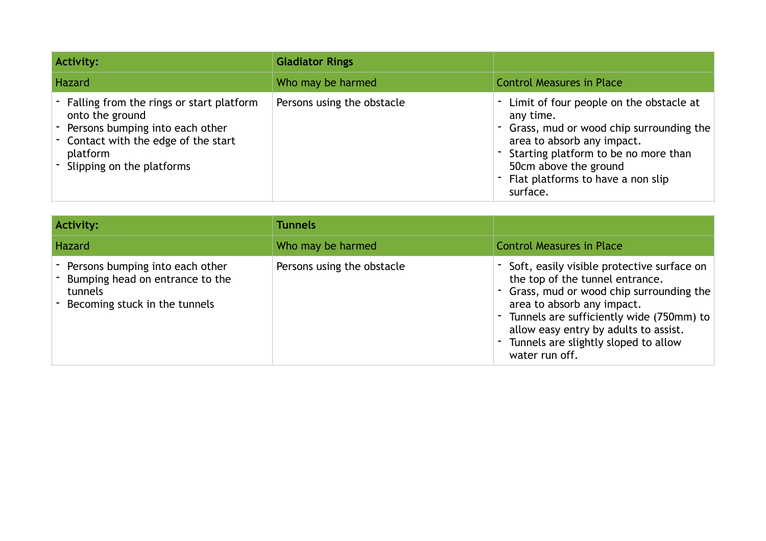| **Activity:** | **Gladiator Rings** | |
|---|---|---|
| Hazard | Who may be harmed | Control Measures in Place |
| - Falling from the rings or start platform onto the ground<br>- Persons bumping into each other<br>- Contact with the edge of the start platform<br>- Slipping on the platforms | Persons using the obstacle | - Limit of four people on the obstacle at any time.<br>- Grass, mud or wood chip surrounding the area to absorb any impact.<br>- Starting platform to be no more than 50cm above the ground<br>- Flat platforms to have a non slip surface. |

| **Activity:** | **Tunnels** | |
|---|---|---|
| Hazard | Who may be harmed | Control Measures in Place |
| - Persons bumping into each other<br>- Bumping head on entrance to the tunnels<br>- Becoming stuck in the tunnels | Persons using the obstacle | - Soft, easily visible protective surface on the top of the tunnel entrance.<br>- Grass, mud or wood chip surrounding the area to absorb any impact.<br>- Tunnels are sufficiently wide (750mm) to allow easy entry by adults to assist.<br>- Tunnels are slightly sloped to allow water run off. |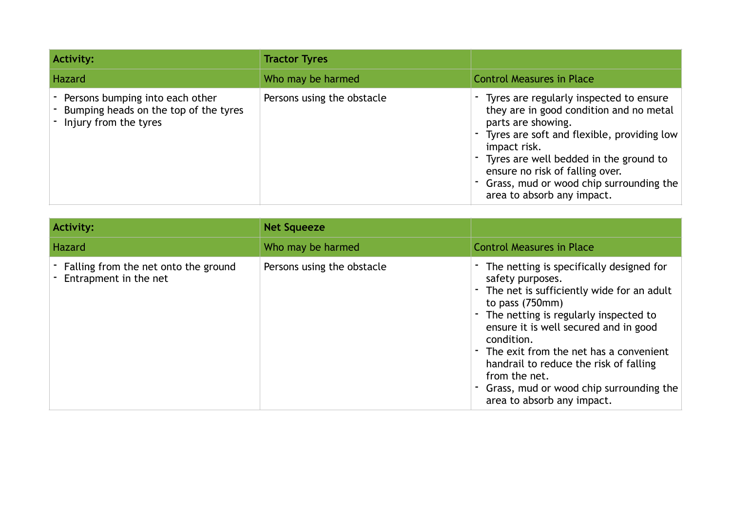| Activity: | Tractor Tyres | |
|---|---|---|
| Hazard | Who may be harmed | Control Measures in Place |
| - Persons bumping into each other<br>- Bumping heads on the top of the tyres<br>- Injury from the tyres | Persons using the obstacle | - Tyres are regularly inspected to ensure they are in good condition and no metal parts are showing.<br>- Tyres are soft and flexible, providing low impact risk.<br>- Tyres are well bedded in the ground to ensure no risk of falling over.<br>- Grass, mud or wood chip surrounding the area to absorb any impact. |

| Activity: | Net Squeeze | |
|---|---|---|
| Hazard | Who may be harmed | Control Measures in Place |
| - Falling from the net onto the ground<br>- Entrapment in the net | Persons using the obstacle | - The netting is specifically designed for safety purposes.<br>- The net is sufficiently wide for an adult to pass (750mm)<br>- The netting is regularly inspected to ensure it is well secured and in good condition.<br>- The exit from the net has a convenient handrail to reduce the risk of falling from the net.<br>- Grass, mud or wood chip surrounding the area to absorb any impact. |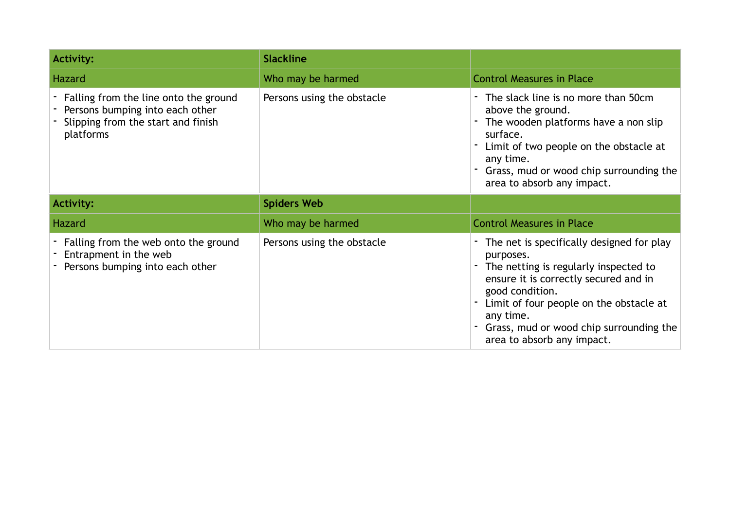| **Activity:** | **Slackline** | |
|---|---|---|
| Hazard | Who may be harmed | Control Measures in Place |
| - Falling from the line onto the ground<br>- Persons bumping into each other<br>- Slipping from the start and finish platforms | Persons using the obstacle | - The slack line is no more than 50cm above the ground.<br>- The wooden platforms have a non slip surface.<br>- Limit of two people on the obstacle at any time.<br>- Grass, mud or wood chip surrounding the area to absorb any impact. |

| **Activity:** | **Spiders Web** | |
|---|---|---|
| Hazard | Who may be harmed | Control Measures in Place |
| - Falling from the web onto the ground<br>- Entrapment in the web<br>- Persons bumping into each other | Persons using the obstacle | - The net is specifically designed for play purposes.<br>- The netting is regularly inspected to ensure it is correctly secured and in good condition.<br>- Limit of four people on the obstacle at any time.<br>- Grass, mud or wood chip surrounding the area to absorb any impact. |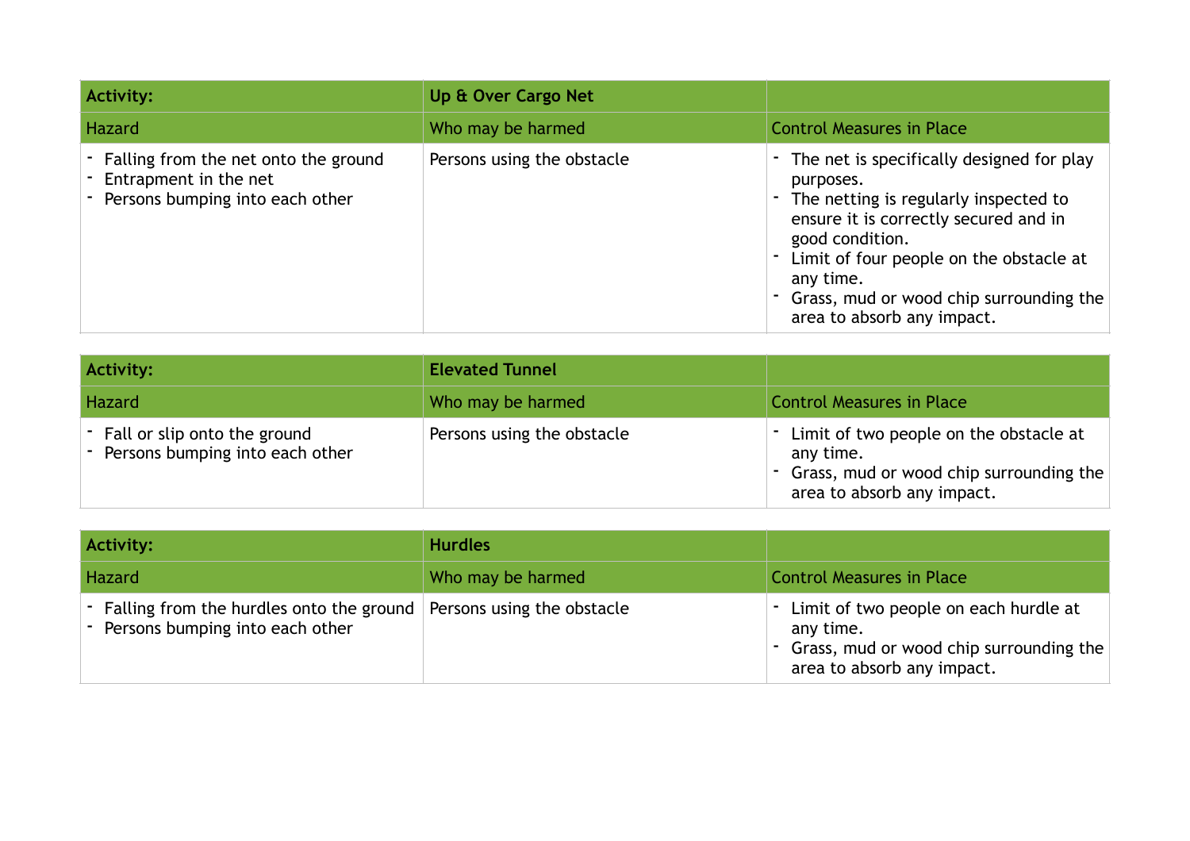| **Activity:** | **Up & Over Cargo Net** | |
|---|---|---|
| Hazard | Who may be harmed | Control Measures in Place |
| - Falling from the net onto the ground<br>- Entrapment in the net<br>- Persons bumping into each other | Persons using the obstacle | - The net is specifically designed for play purposes.<br>- The netting is regularly inspected to ensure it is correctly secured and in good condition.<br>- Limit of four people on the obstacle at any time.<br>- Grass, mud or wood chip surrounding the area to absorb any impact. |

| **Activity:** | **Elevated Tunnel** | |
|---|---|---|
| Hazard | Who may be harmed | Control Measures in Place |
| - Fall or slip onto the ground<br>- Persons bumping into each other | Persons using the obstacle | - Limit of two people on the obstacle at any time.<br>- Grass, mud or wood chip surrounding the area to absorb any impact. |

| **Activity:** | **Hurdles** | |
|---|---|---|
| Hazard | Who may be harmed | Control Measures in Place |
| - Falling from the hurdles onto the ground<br>- Persons bumping into each other | Persons using the obstacle | - Limit of two people on each hurdle at any time.<br>- Grass, mud or wood chip surrounding the area to absorb any impact. |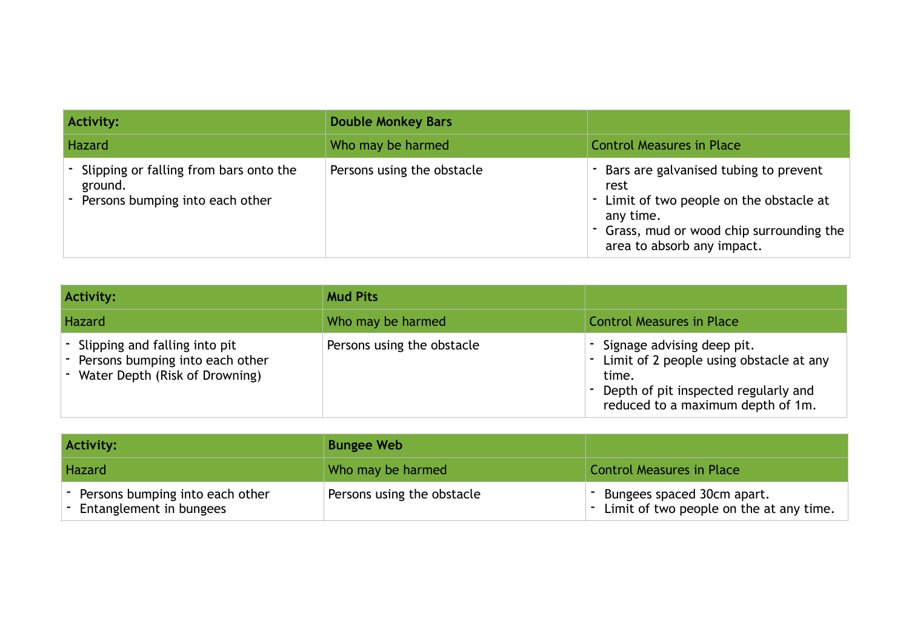| **Activity:** | **Double Monkey Bars** | |
|---|---|---|
| Hazard | Who may be harmed | Control Measures in Place |
| - Slipping or falling from bars onto the ground.<br>- Persons bumping into each other | Persons using the obstacle | - Bars are galvanised tubing to prevent rest<br>- Limit of two people on the obstacle at any time.<br>- Grass, mud or wood chip surrounding the area to absorb any impact. |

| **Activity:** | **Mud Pits** | |
|---|---|---|
| Hazard | Who may be harmed | Control Measures in Place |
| - Slipping and falling into pit<br>- Persons bumping into each other<br>- Water Depth (Risk of Drowning) | Persons using the obstacle | - Signage advising deep pit.<br>- Limit of 2 people using obstacle at any time.<br>- Depth of pit inspected regularly and reduced to a maximum depth of 1m. |

| **Activity:** | **Bungee Web** | |
|---|---|---|
| Hazard | Who may be harmed | Control Measures in Place |
| - Persons bumping into each other<br>- Entanglement in bungees | Persons using the obstacle | - Bungees spaced 30cm apart.<br>- Limit of two people on the at any time. |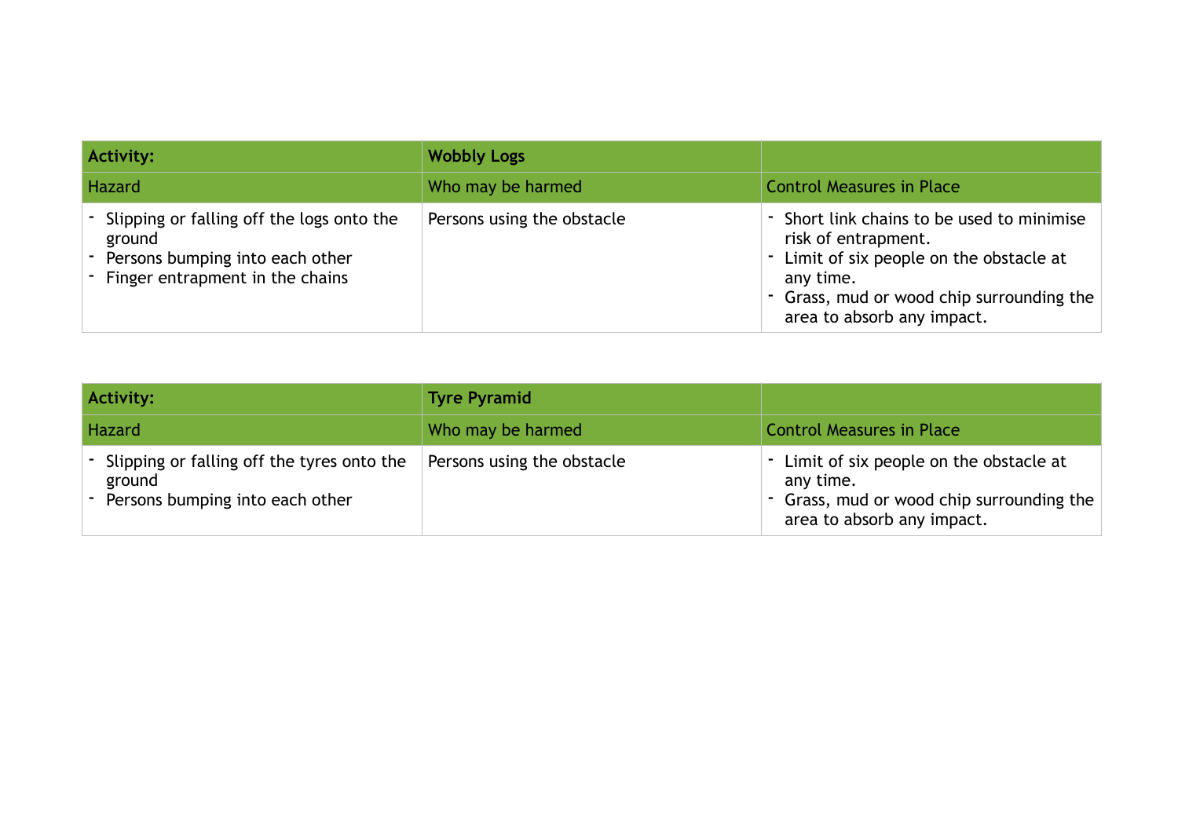| **Activity:** | **Wobbly Logs** | |
|---|---|---|
| Hazard | Who may be harmed | Control Measures in Place |
| - Slipping or falling off the logs onto the ground<br>- Persons bumping into each other<br>- Finger entrapment in the chains | Persons using the obstacle | - Short link chains to be used to minimise risk of entrapment.<br>- Limit of six people on the obstacle at any time.<br>- Grass, mud or wood chip surrounding the area to absorb any impact. |

| **Activity:** | **Tyre Pyramid** | |
|---|---|---|
| Hazard | Who may be harmed | Control Measures in Place |
| - Slipping or falling off the tyres onto the ground<br>- Persons bumping into each other | Persons using the obstacle | - Limit of six people on the obstacle at any time.<br>- Grass, mud or wood chip surrounding the area to absorb any impact. |